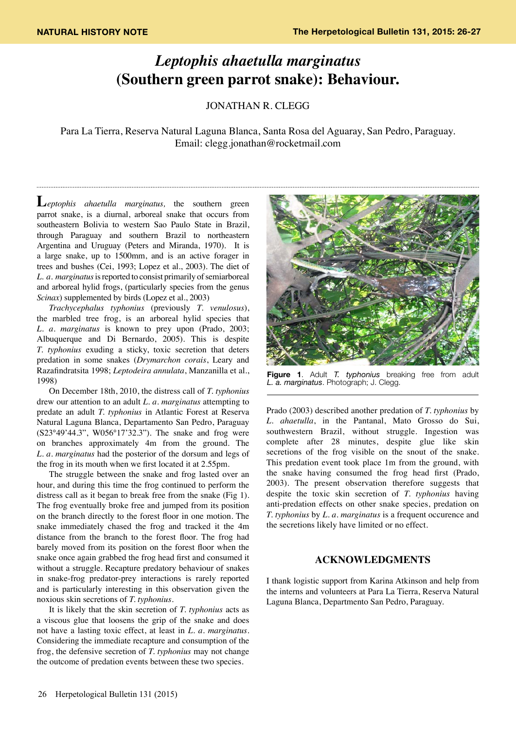NATURAL HISTORY NOTE

# *Leptophis ahaetulla marginatus* (Southern green parrot snake): Behaviour.

JONATHAN R. CLEGG

Para La Tierra, Reserva Natural Laguna Blanca, Santa Rosa del Aguaray, San Pedro, Paraguay.
Email: clegg.jonathan@rocketmail.com

---

*Leptophis ahaetulla marginatus,* the southern green parrot snake, is a diurnal, arboreal snake that occurs from southeastern Bolivia to western Sao Paulo State in Brazil, through Paraguay and southern Brazil to northeastern Argentina and Uruguay (Peters and Miranda, 1970). It is a large snake, up to 1500mm, and is an active forager in trees and bushes (Cei, 1993; Lopez et al., 2003). The diet of *L. a. marginatus* is reported to consist primarily of semiarboreal and arboreal hylid frogs, (particularly species from the genus *Scinax*) supplemented by birds (Lopez et al., 2003)

*Trachycephalus typhonius* (previously *T. venulosus*), the marbled tree frog, is an arboreal hylid species that *L. a. marginatus* is known to prey upon (Prado, 2003; Albuquerque and Di Bernardo, 2005). This is despite *T. typhonius* exuding a sticky, toxic secretion that deters predation in some snakes (*Drymarchon corais*, Leary and Razafindratsita 1998; *Leptodeira annulata*, Manzanilla et al., 1998)

On December 18th, 2010, the distress call of *T. typhonius* drew our attention to an adult *L. a. marginatus* attempting to predate an adult *T. typhonius* in Atlantic Forest at Reserva Natural Laguna Blanca, Departamento San Pedro, Paraguay (S23°49'44.3", W056°17'32.3"). The snake and frog were on branches approximately 4m from the ground. The *L. a. marginatus* had the posterior of the dorsum and legs of the frog in its mouth when we first located it at 2.55pm.

The struggle between the snake and frog lasted over an hour, and during this time the frog continued to perform the distress call as it began to break free from the snake (Fig 1). The frog eventually broke free and jumped from its position on the branch directly to the forest floor in one motion. The snake immediately chased the frog and tracked it the 4m distance from the branch to the forest floor. The frog had barely moved from its position on the forest floor when the snake once again grabbed the frog head first and consumed it without a struggle. Recapture predatory behaviour of snakes in snake-frog predator-prey interactions is rarely reported and is particularly interesting in this observation given the noxious skin secretions of *T. typhonius*.

It is likely that the skin secretion of *T. typhonius* acts as a viscous glue that loosens the grip of the snake and does not have a lasting toxic effect, at least in *L. a. marginatus*. Considering the immediate recapture and consumption of the frog, the defensive secretion of *T. typhonius* may not change the outcome of predation events between these two species.

**Figure 1**. Adult *T. typhonius* breaking free from adult *L. a. marginatus*. Photograph; J. Clegg.

Prado (2003) described another predation of *T. typhonius* by *L. ahaetulla*, in the Pantanal, Mato Grosso do Sui, southwestern Brazil, without struggle. Ingestion was complete after 28 minutes, despite glue like skin secretions of the frog visible on the snout of the snake. This predation event took place 1m from the ground, with the snake having consumed the frog head first (Prado, 2003). The present observation therefore suggests that despite the toxic skin secretion of *T. typhonius* having anti-predation effects on other snake species, predation on *T. typhonius* by *L. a. marginatus* is a frequent occurence and the secretions likely have limited or no effect.

## ACKNOWLEDGMENTS

I thank logistic support from Karina Atkinson and help from the interns and volunteers at Para La Tierra, Reserva Natural Laguna Blanca, Departmento San Pedro, Paraguay.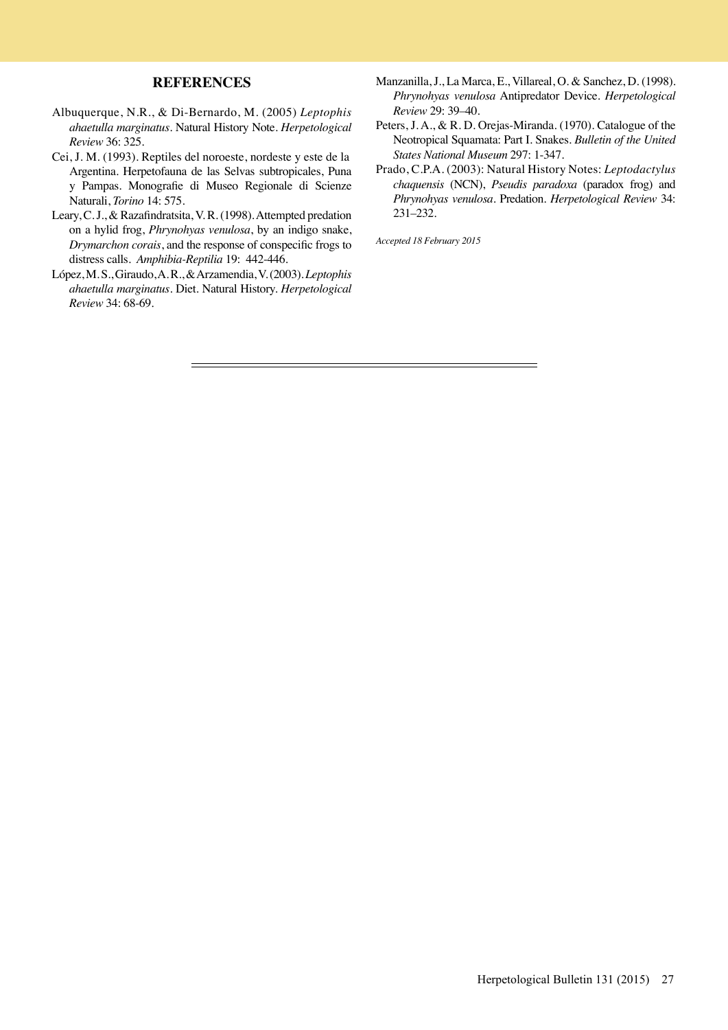## REFERENCES

Albuquerque, N.R., & Di-Bernardo, M. (2005) *Leptophis ahaetulla marginatus*. Natural History Note. *Herpetological Review* 36: 325.

Cei, J. M. (1993). Reptiles del noroeste, nordeste y este de la Argentina. Herpetofauna de las Selvas subtropicales, Puna y Pampas. Monografie di Museo Regionale di Scienze Naturali, *Torino* 14: 575.

Leary, C. J., & Razafindratsita, V. R. (1998). Attempted predation on a hylid frog, *Phrynohyas venulosa*, by an indigo snake, *Drymarchon corais*, and the response of conspecific frogs to distress calls. *Amphibia-Reptilia* 19: 442-446.

López, M. S., Giraudo, A. R., & Arzamendia, V. (2003). *Leptophis ahaetulla marginatus*. Diet. Natural History. *Herpetological Review* 34: 68-69.

Manzanilla, J., La Marca, E., Villareal, O. & Sanchez, D. (1998). *Phrynohyas venulosa* Antipredator Device. *Herpetological Review* 29: 39–40.

Peters, J. A., & R. D. Orejas-Miranda. (1970). Catalogue of the Neotropical Squamata: Part I. Snakes. *Bulletin of the United States National Museum* 297: 1-347.

Prado, C.P.A. (2003): Natural History Notes: *Leptodactylus chaquensis* (NCN), *Pseudis paradoxa* (paradox frog) and *Phrynohyas venulosa*. Predation. *Herpetological Review* 34: 231–232.

*Accepted 18 February 2015*